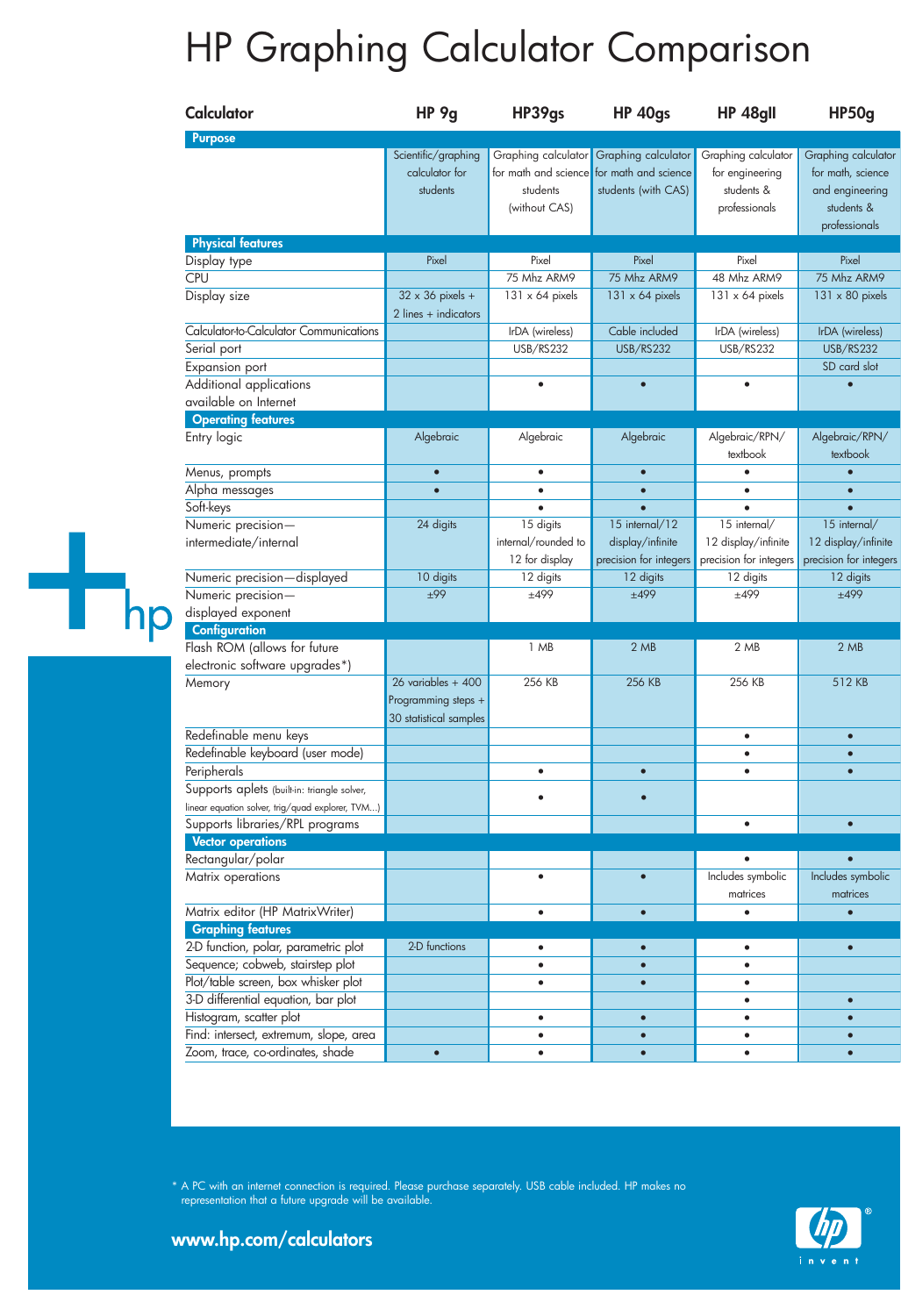# HP Graphing Calculator Comparison

| Calculator | HP 9g | HP39gs | HP 40gs | HP 48gII | HP50g |
|---|---|---|---|---|---|
| **Purpose** | | | | | |
| | Scientific/graphing calculator for students | Graphing calculator for math and science students (without CAS) | Graphing calculator for math and science students (with CAS) | Graphing calculator for engineering students & professionals | Graphing calculator for math, science and engineering students & professionals |
| **Physical features** | | | | | |
| Display type | Pixel | Pixel | Pixel | Pixel | Pixel |
| CPU | | 75 Mhz ARM9 | 75 Mhz ARM9 | 48 Mhz ARM9 | 75 Mhz ARM9 |
| Display size | 32 x 36 pixels + 2 lines + indicators | 131 x 64 pixels | 131 x 64 pixels | 131 x 64 pixels | 131 x 80 pixels |
| Calculator-to-Calculator Communications | | IrDA (wireless) | Cable included | IrDA (wireless) | IrDA (wireless) |
| Serial port | | USB/RS232 | USB/RS232 | USB/RS232 | USB/RS232 |
| Expansion port | | | | | SD card slot |
| Additional applications available on Internet | | • | • | • | • |
| **Operating features** | | | | | |
| Entry logic | Algebraic | Algebraic | Algebraic | Algebraic/RPN/ textbook | Algebraic/RPN/ textbook |
| Menus, prompts | • | • | • | • | • |
| Alpha messages | • | • | • | • | • |
| Soft-keys | | • | • | • | • |
| Numeric precision—intermediate/internal | 24 digits | 15 digits internal/rounded to 12 for display | 15 internal/12 display/infinite precision for integers | 15 internal/ 12 display/infinite precision for integers | 15 internal/ 12 display/infinite precision for integers |
| Numeric precision—displayed | 10 digits | 12 digits | 12 digits | 12 digits | 12 digits |
| Numeric precision—displayed exponent | ±99 | ±499 | ±499 | ±499 | ±499 |
| **Configuration** | | | | | |
| Flash ROM (allows for future electronic software upgrades*) | | 1 MB | 2 MB | 2 MB | 2 MB |
| Memory | 26 variables + 400 Programming steps + 30 statistical samples | 256 KB | 256 KB | 256 KB | 512 KB |
| Redefinable menu keys | | | | • | • |
| Redefinable keyboard (user mode) | | | | • | • |
| Peripherals | | • | • | • | • |
| Supports aplets (built-in: triangle solver, linear equation solver, trig/quad explorer, TVM...) | | • | • | | |
| Supports libraries/RPL programs | | | | • | • |
| **Vector operations** | | | | | |
| Rectangular/polar | | | | • | • |
| Matrix operations | | • | • | Includes symbolic matrices | Includes symbolic matrices |
| Matrix editor (HP MatrixWriter) | | • | • | • | • |
| **Graphing features** | | | | | |
| 2-D function, polar, parametric plot | 2-D functions | • | • | • | • |
| Sequence; cobweb, stairstep plot | | • | • | • | |
| Plot/table screen, box whisker plot | | • | • | • | |
| 3-D differential equation, bar plot | | | | • | • |
| Histogram, scatter plot | | • | • | • | • |
| Find: intersect, extremum, slope, area | | • | • | • | • |
| Zoom, trace, co-ordinates, shade | • | • | • | • | • |

\* A PC with an internet connection is required. Please purchase separately. USB cable included. HP makes no representation that a future upgrade will be available.

**www.hp.com/calculators**

hp invent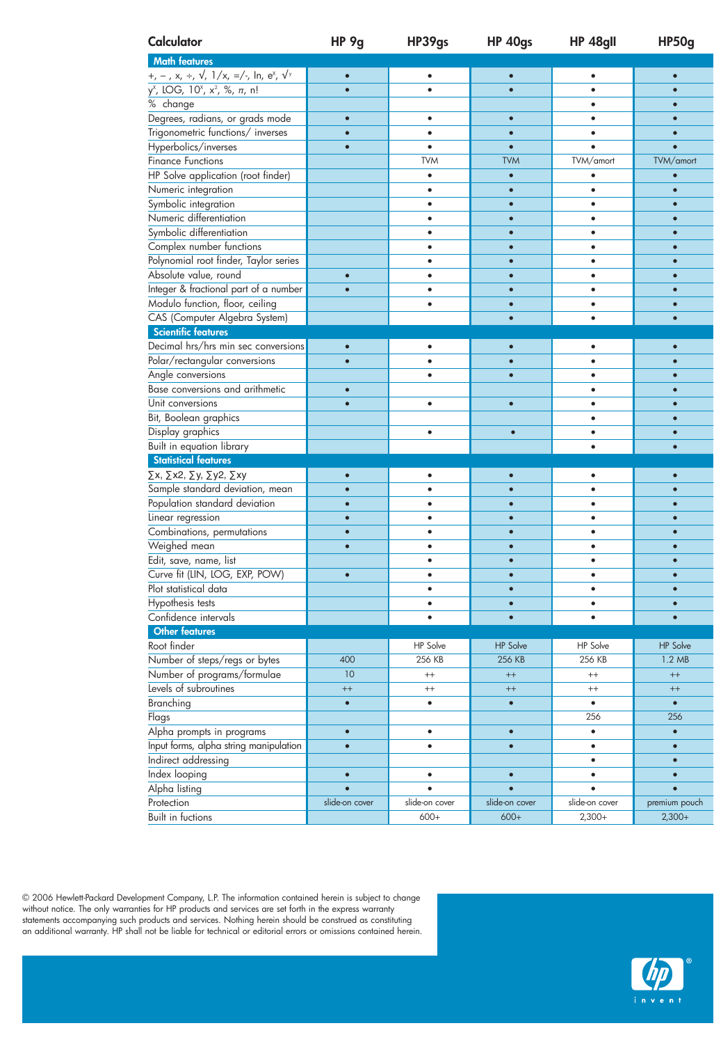| Calculator | HP 9g | HP39gs | HP 40gs | HP 48gII | HP50g |
|---|---|---|---|---|---|
| **Math features** | | | | | |
| +, −, x, ÷, √, 1/x, =/-, ln, $e^x$, $\sqrt[y]{}$ | • | • | • | • | • |
| $y^x$, LOG, $10^x$, $x^2$, %, $\pi$, n! | • | • | • | • | • |
| % change | | | | • | • |
| Degrees, radians, or grads mode | • | • | • | • | • |
| Trigonometric functions/ inverses | • | • | • | • | • |
| Hyperbolics/inverses | • | • | • | • | • |
| Finance Functions | | TVM | TVM | TVM/amort | TVM/amort |
| HP Solve application (root finder) | | • | • | • | • |
| Numeric integration | | • | • | • | • |
| Symbolic integration | | • | • | • | • |
| Numeric differentiation | | • | • | • | • |
| Symbolic differentiation | | • | • | • | • |
| Complex number functions | | • | • | • | • |
| Polynomial root finder, Taylor series | | • | • | • | • |
| Absolute value, round | • | • | • | • | • |
| Integer & fractional part of a number | • | • | • | • | • |
| Modulo function, floor, ceiling | | • | • | • | • |
| CAS (Computer Algebra System) | | | • | • | • |
| **Scientific features** | | | | | |
| Decimal hrs/hrs min sec conversions | • | • | • | • | • |
| Polar/rectangular conversions | • | • | • | • | • |
| Angle conversions | | • | • | • | • |
| Base conversions and arithmetic | • | | | • | • |
| Unit conversions | • | • | • | • | • |
| Bit, Boolean graphics | | | | • | • |
| Display graphics | | • | • | • | • |
| Built in equation library | | | | • | • |
| **Statistical features** | | | | | |
| ∑x, ∑x2, ∑y, ∑y2, ∑xy | • | • | • | • | • |
| Sample standard deviation, mean | • | • | • | • | • |
| Population standard deviation | • | • | • | • | • |
| Linear regression | • | • | • | • | • |
| Combinations, permutations | • | • | • | • | • |
| Weighed mean | • | • | • | • | • |
| Edit, save, name, list | | • | • | • | • |
| Curve fit (LIN, LOG, EXP, POW) | • | • | • | • | • |
| Plot statistical data | | • | • | • | • |
| Hypothesis tests | | • | • | • | • |
| Confidence intervals | | • | • | • | • |
| **Other features** | | | | | |
| Root finder | | HP Solve | HP Solve | HP Solve | HP Solve |
| Number of steps/regs or bytes | 400 | 256 KB | 256 KB | 256 KB | 1.2 MB |
| Number of programs/formulae | 10 | ++ | ++ | ++ | ++ |
| Levels of subroutines | ++ | ++ | ++ | ++ | ++ |
| Branching | • | • | • | • | • |
| Flags | | | | 256 | 256 |
| Alpha prompts in programs | • | • | • | • | • |
| Input forms, alpha string manipulation | • | • | • | • | • |
| Indirect addressing | | | | • | • |
| Index looping | • | • | • | • | • |
| Alpha listing | • | • | • | • | • |
| Protection | slide-on cover | slide-on cover | slide-on cover | slide-on cover | premium pouch |
| Built in fuctions | | 600+ | 600+ | 2,300+ | 2,300+ |

© 2006 Hewlett-Packard Development Company, L.P. The information contained herein is subject to change without notice. The only warranties for HP products and services are set forth in the express warranty statements accompanying such products and services. Nothing herein should be construed as constituting an additional warranty. HP shall not be liable for technical or editorial errors or omissions contained herein.

hp invent